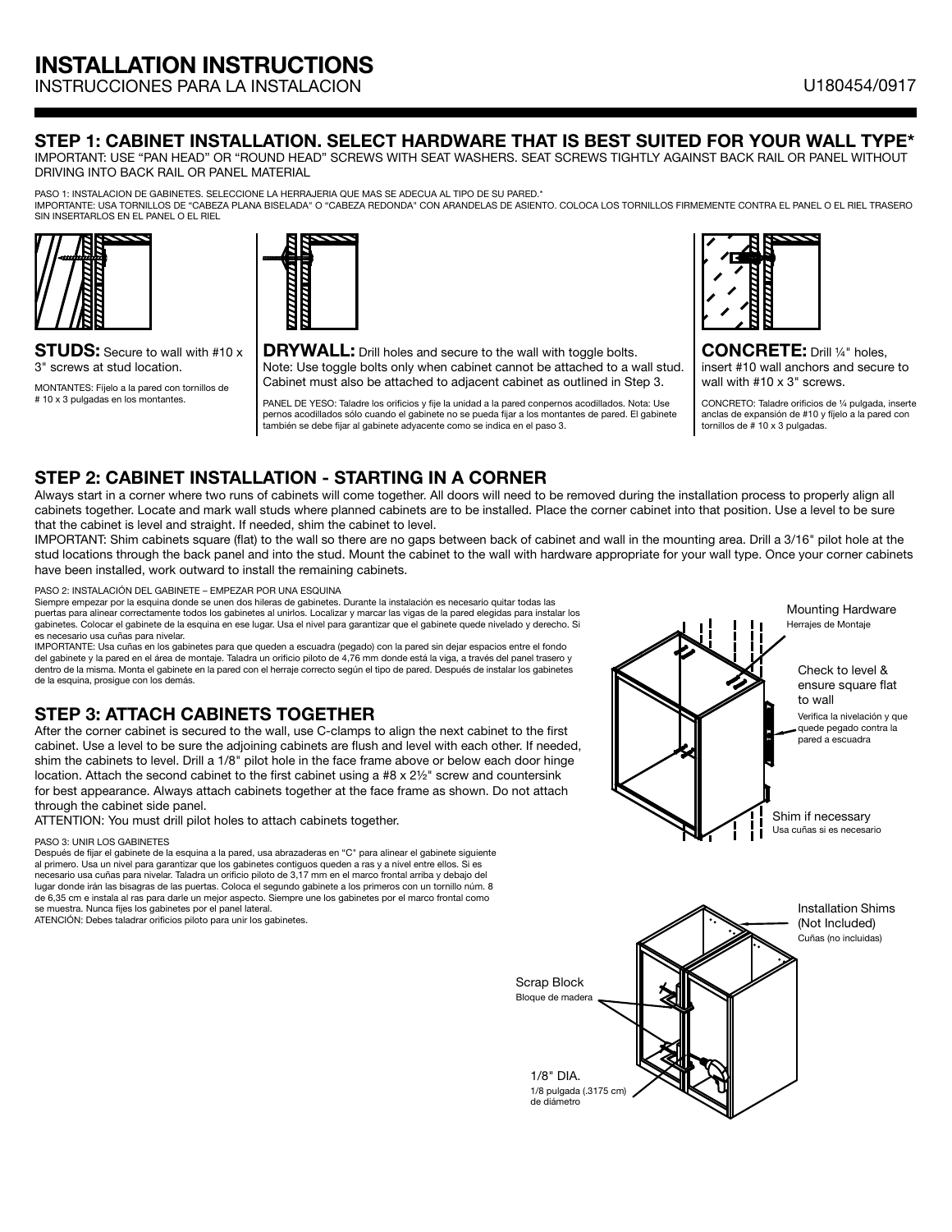# INSTALLATION INSTRUCTIONS

INSTRUCCIONES PARA LA INSTALACION

U180454/0917

## STEP 1: CABINET INSTALLATION. SELECT HARDWARE THAT IS BEST SUITED FOR YOUR WALL TYPE*

IMPORTANT: USE "PAN HEAD" OR "ROUND HEAD" SCREWS WITH SEAT WASHERS. SEAT SCREWS TIGHTLY AGAINST BACK RAIL OR PANEL WITHOUT DRIVING INTO BACK RAIL OR PANEL MATERIAL

PASO 1: INSTALACION DE GABINETES. SELECCIONE LA HERRAJERIA QUE MAS SE ADECUA AL TIPO DE SU PARED.*
IMPORTANTE: USA TORNILLOS DE "CABEZA PLANA BISELADA" O "CABEZA REDONDA" CON ARANDELAS DE ASIENTO. COLOCA LOS TORNILLOS FIRMEMENTE CONTRA EL PANEL O EL RIEL TRASERO SIN INSERTARLOS EN EL PANEL O EL RIEL

**STUDS:** Secure to wall with #10 x 3" screws at stud location.

MONTANTES: Fíjelo a la pared con tornillos de # 10 x 3 pulgadas en los montantes.

**DRYWALL:** Drill holes and secure to the wall with toggle bolts. Note: Use toggle bolts only when cabinet cannot be attached to a wall stud. Cabinet must also be attached to adjacent cabinet as outlined in Step 3.

PANEL DE YESO: Taladre los orificios y fije la unidad a la pared conpernos acodillados. Nota: Use pernos acodillados sólo cuando el gabinete no se pueda fijar a los montantes de pared. El gabinete también se debe fijar al gabinete adyacente como se indica en el paso 3.

**CONCRETE:** Drill ¼" holes, insert #10 wall anchors and secure to wall with #10 x 3" screws.

CONCRETO: Taladre orificios de ¼ pulgada, inserte anclas de expansión de #10 y fíjelo a la pared con tornillos de # 10 x 3 pulgadas.

## STEP 2: CABINET INSTALLATION - STARTING IN A CORNER

Always start in a corner where two runs of cabinets will come together. All doors will need to be removed during the installation process to properly align all cabinets together. Locate and mark wall studs where planned cabinets are to be installed. Place the corner cabinet into that position. Use a level to be sure that the cabinet is level and straight. If needed, shim the cabinet to level.

IMPORTANT: Shim cabinets square (flat) to the wall so there are no gaps between back of cabinet and wall in the mounting area. Drill a 3/16" pilot hole at the stud locations through the back panel and into the stud. Mount the cabinet to the wall with hardware appropriate for your wall type. Once your corner cabinets have been installed, work outward to install the remaining cabinets.

PASO 2: INSTALACIÓN DEL GABINETE – EMPEZAR POR UNA ESQUINA
Siempre empezar por la esquina donde se unen dos hileras de gabinetes. Durante la instalación es necesario quitar todas las puertas para alinear correctamente todos los gabinetes al unirlos. Localizar y marcar las vigas de la pared elegidas para instalar los gabinetes. Colocar el gabinete de la esquina en ese lugar. Usa el nivel para garantizar que el gabinete quede nivelado y derecho. Si es necesario usa cuñas para nivelar.
IMPORTANTE: Usa cuñas en los gabinetes para que queden a escuadra (pegado) con la pared sin dejar espacios entre el fondo del gabinete y la pared en el área de montaje. Taladra un orificio piloto de 4,76 mm donde está la viga, a través del panel trasero y dentro de la misma. Monta el gabinete en la pared con el herraje correcto según el tipo de pared. Después de instalar los gabinetes de la esquina, prosigue con los demás.

Mounting Hardware
Herrajes de Montaje

Check to level & ensure square flat to wall
Verifica la nivelación y que quede pegado contra la pared a escuadra

Shim if necessary
Usa cuñas si es necesario

## STEP 3: ATTACH CABINETS TOGETHER

After the corner cabinet is secured to the wall, use C-clamps to align the next cabinet to the first cabinet. Use a level to be sure the adjoining cabinets are flush and level with each other. If needed, shim the cabinets to level. Drill a 1/8" pilot hole in the face frame above or below each door hinge location. Attach the second cabinet to the first cabinet using a #8 x 2½" screw and countersink for best appearance. Always attach cabinets together at the face frame as shown. Do not attach through the cabinet side panel.

ATTENTION: You must drill pilot holes to attach cabinets together.

PASO 3: UNIR LOS GABINETES
Después de fijar el gabinete de la esquina a la pared, usa abrazaderas en "C" para alinear el gabinete siguiente al primero. Usa un nivel para garantizar que los gabinetes contiguos queden a ras y a nivel entre ellos. Si es necesario usa cuñas para nivelar. Taladra un orificio piloto de 3,17 mm en el marco frontal arriba y debajo del lugar donde irán las bisagras de las puertas. Coloca el segundo gabinete a los primeros con un tornillo núm. 8 de 6,35 cm e instala al ras para darle un mejor aspecto. Siempre une los gabinetes por el marco frontal como se muestra. Nunca fijes los gabinetes por el panel lateral.
ATENCIÓN: Debes taladrar orificios piloto para unir los gabinetes.

Installation Shims (Not Included)
Cuñas (no incluidas)

Scrap Block
Bloque de madera

1/8" DIA.
1/8 pulgada (.3175 cm) de diámetro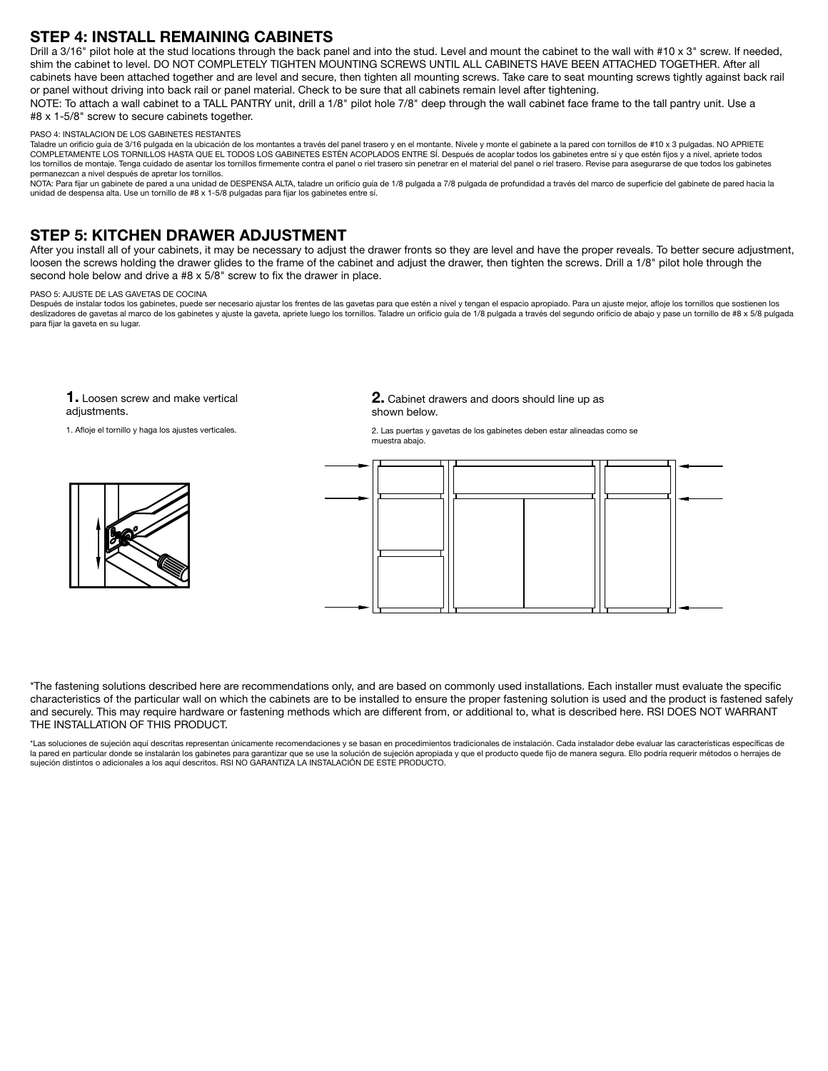## STEP 4: INSTALL REMAINING CABINETS

Drill a 3/16" pilot hole at the stud locations through the back panel and into the stud. Level and mount the cabinet to the wall with #10 x 3" screw. If needed, shim the cabinet to level. DO NOT COMPLETELY TIGHTEN MOUNTING SCREWS UNTIL ALL CABINETS HAVE BEEN ATTACHED TOGETHER. After all cabinets have been attached together and are level and secure, then tighten all mounting screws. Take care to seat mounting screws tightly against back rail or panel without driving into back rail or panel material. Check to be sure that all cabinets remain level after tightening.

NOTE: To attach a wall cabinet to a TALL PANTRY unit, drill a 1/8" pilot hole 7/8" deep through the wall cabinet face frame to the tall pantry unit. Use a #8 x 1-5/8" screw to secure cabinets together.

PASO 4: INSTALACION DE LOS GABINETES RESTANTES

Taladre un orificio guía de 3/16 pulgada en la ubicación de los montantes a través del panel trasero y en el montante. Nivele y monte el gabinete a la pared con tornillos de #10 x 3 pulgadas. NO APRIETE COMPLETAMENTE LOS TORNILLOS HASTA QUE EL TODOS LOS GABINETES ESTÉN ACOPLADOS ENTRE SÍ. Después de acoplar todos los gabinetes entre sí y que estén fijos y a nivel, apriete todos los tornillos de montaje. Tenga cuidado de asentar los tornillos firmemente contra el panel o riel trasero sin penetrar en el material del panel o riel trasero. Revise para asegurarse de que todos los gabinetes permanezcan a nivel después de apretar los tornillos.

NOTA: Para fijar un gabinete de pared a una unidad de DESPENSA ALTA, taladre un orificio guía de 1/8 pulgada a 7/8 pulgada de profundidad a través del marco de superficie del gabinete de pared hacia la unidad de despensa alta. Use un tornillo de #8 x 1-5/8 pulgadas para fijar los gabinetes entre sí.

## STEP 5: KITCHEN DRAWER ADJUSTMENT

After you install all of your cabinets, it may be necessary to adjust the drawer fronts so they are level and have the proper reveals. To better secure adjustment, loosen the screws holding the drawer glides to the frame of the cabinet and adjust the drawer, then tighten the screws. Drill a 1/8" pilot hole through the second hole below and drive a #8 x 5/8" screw to fix the drawer in place.

PASO 5: AJUSTE DE LAS GAVETAS DE COCINA

Después de instalar todos los gabinetes, puede ser necesario ajustar los frentes de las gavetas para que estén a nivel y tengan el espacio apropiado. Para un ajuste mejor, afloje los tornillos que sostienen los deslizadores de gavetas al marco de los gabinetes y ajuste la gaveta, apriete luego los tornillos. Taladre un orificio guía de 1/8 pulgada a través del segundo orificio de abajo y pase un tornillo de #8 x 5/8 pulgada para fijar la gaveta en su lugar.

**1.** Loosen screw and make vertical adjustments.

1. Afloje el tornillo y haga los ajustes verticales.

**2.** Cabinet drawers and doors should line up as shown below.

2. Las puertas y gavetas de los gabinetes deben estar alineadas como se muestra abajo.

*The fastening solutions described here are recommendations only, and are based on commonly used installations. Each installer must evaluate the specific characteristics of the particular wall on which the cabinets are to be installed to ensure the proper fastening solution is used and the product is fastened safely and securely. This may require hardware or fastening methods which are different from, or additional to, what is described here. RSI DOES NOT WARRANT THE INSTALLATION OF THIS PRODUCT.

*Las soluciones de sujeción aquí descritas representan únicamente recomendaciones y se basan en procedimientos tradicionales de instalación. Cada instalador debe evaluar las características específicas de la pared en particular donde se instalarán los gabinetes para garantizar que se use la solución de sujeción apropiada y que el producto quede fijo de manera segura. Ello podría requerir métodos o herrajes de sujeción distintos o adicionales a los aquí descritos. RSI NO GARANTIZA LA INSTALACIÓN DE ESTE PRODUCTO.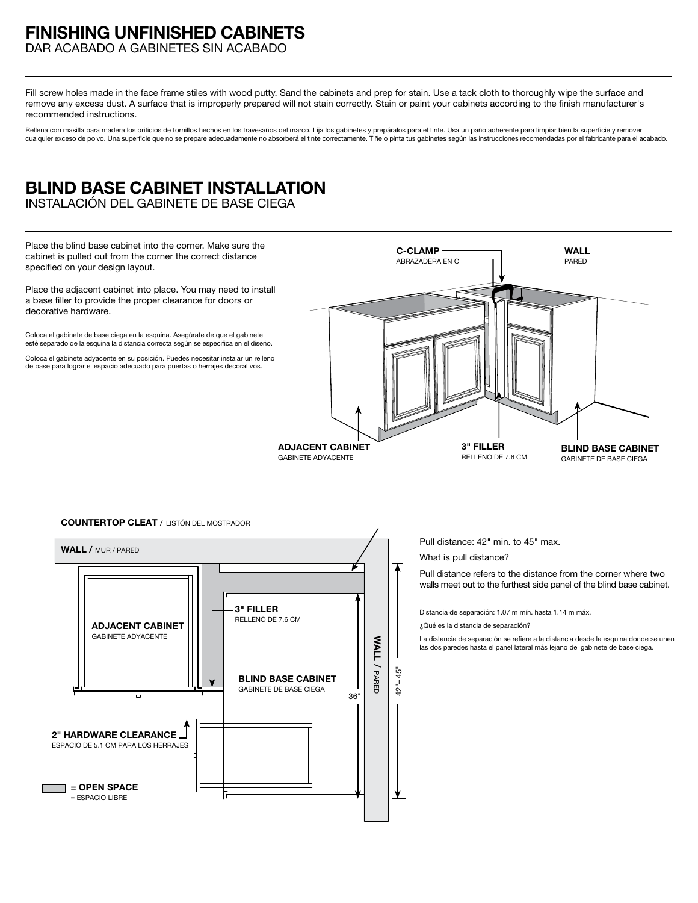# FINISHING UNFINISHED CABINETS

DAR ACABADO A GABINETES SIN ACABADO

Fill screw holes made in the face frame stiles with wood putty. Sand the cabinets and prep for stain. Use a tack cloth to thoroughly wipe the surface and remove any excess dust. A surface that is improperly prepared will not stain correctly. Stain or paint your cabinets according to the finish manufacturer's recommended instructions.

Rellena con masilla para madera los orificios de tornillos hechos en los travesaños del marco. Lija los gabinetes y prepáralos para el tinte. Usa un paño adherente para limpiar bien la superficie y remover cualquier exceso de polvo. Una superficie que no se prepare adecuadamente no absorberá el tinte correctamente. Tiñe o pinta tus gabinetes según las instrucciones recomendadas por el fabricante para el acabado.

# BLIND BASE CABINET INSTALLATION

INSTALACIÓN DEL GABINETE DE BASE CIEGA

Place the blind base cabinet into the corner. Make sure the cabinet is pulled out from the corner the correct distance specified on your design layout.

Place the adjacent cabinet into place. You may need to install a base filler to provide the proper clearance for doors or decorative hardware.

Coloca el gabinete de base ciega en la esquina. Asegúrate de que el gabinete esté separado de la esquina la distancia correcta según se especifica en el diseño.

Coloca el gabinete adyacente en su posición. Puedes necesitar instalar un relleno de base para lograr el espacio adecuado para puertas o herrajes decorativos.

**C-CLAMP** ABRAZADERA EN C

**WALL** PARED

**ADJACENT CABINET** GABINETE ADYACENTE

**3" FILLER** RELLENO DE 7.6 CM

**BLIND BASE CABINET** GABINETE DE BASE CIEGA

**COUNTERTOP CLEAT** / LISTÓN DEL MOSTRADOR

**WALL /** MUR / PARED

**ADJACENT CABINET** GABINETE ADYACENTE

**3" FILLER** RELLENO DE 7.6 CM

**BLIND BASE CABINET** GABINETE DE BASE CIEGA

36"

**WALL /** PARED

42"–45"

**2" HARDWARE CLEARANCE** ESPACIO DE 5.1 CM PARA LOS HERRAJES

**= OPEN SPACE** = ESPACIO LIBRE

Pull distance: 42" min. to 45" max.

What is pull distance?

Pull distance refers to the distance from the corner where two walls meet out to the furthest side panel of the blind base cabinet.

Distancia de separación: 1.07 m mín. hasta 1.14 m máx.

¿Qué es la distancia de separación?

La distancia de separación se refiere a la distancia desde la esquina donde se unen las dos paredes hasta el panel lateral más lejano del gabinete de base ciega.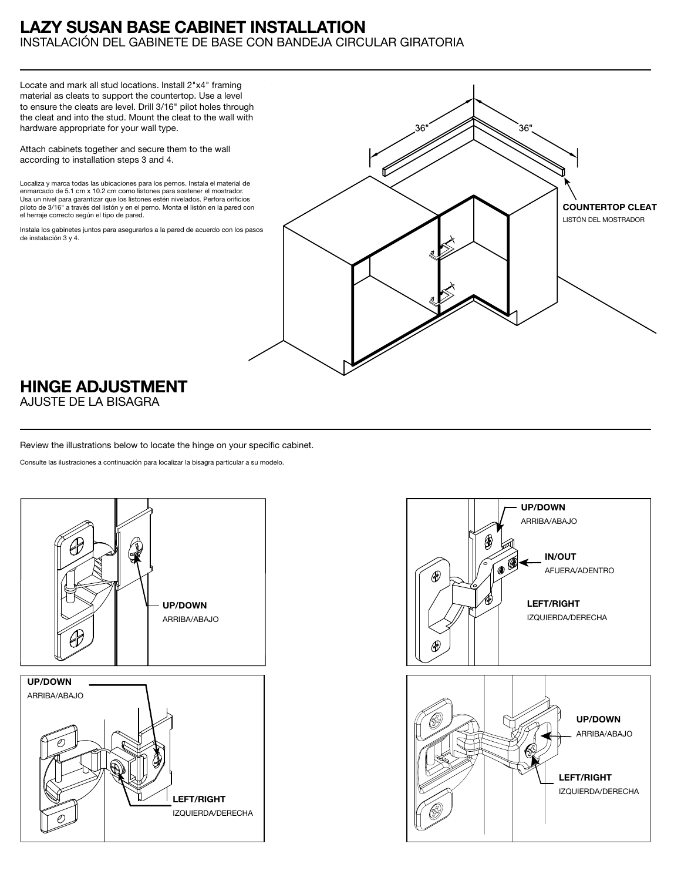# LAZY SUSAN BASE CABINET INSTALLATION

INSTALACIÓN DEL GABINETE DE BASE CON BANDEJA CIRCULAR GIRATORIA

Locate and mark all stud locations. Install 2"x4" framing material as cleats to support the countertop. Use a level to ensure the cleats are level. Drill 3/16" pilot holes through the cleat and into the stud. Mount the cleat to the wall with hardware appropriate for your wall type.

Attach cabinets together and secure them to the wall according to installation steps 3 and 4.

Localiza y marca todas las ubicaciones para los pernos. Instala el material de enmarcado de 5.1 cm x 10.2 cm como listones para sostener el mostrador. Usa un nivel para garantizar que los listones estén nivelados. Perfora orificios piloto de 3/16" a través del listón y en el perno. Monta el listón en la pared con el herraje correcto según el tipo de pared.

Instala los gabinetes juntos para asegurarlos a la pared de acuerdo con los pasos de instalación 3 y 4.

36" 36"

**COUNTERTOP CLEAT**
LISTÓN DEL MOSTRADOR

# HINGE ADJUSTMENT

AJUSTE DE LA BISAGRA

Review the illustrations below to locate the hinge on your specific cabinet.

Consulte las ilustraciones a continuación para localizar la bisagra particular a su modelo.

**UP/DOWN**
ARRIBA/ABAJO

**UP/DOWN**
ARRIBA/ABAJO

**IN/OUT**
AFUERA/ADENTRO

**LEFT/RIGHT**
IZQUIERDA/DERECHA

**UP/DOWN**
ARRIBA/ABAJO

**LEFT/RIGHT**
IZQUIERDA/DERECHA

**UP/DOWN**
ARRIBA/ABAJO

**LEFT/RIGHT**
IZQUIERDA/DERECHA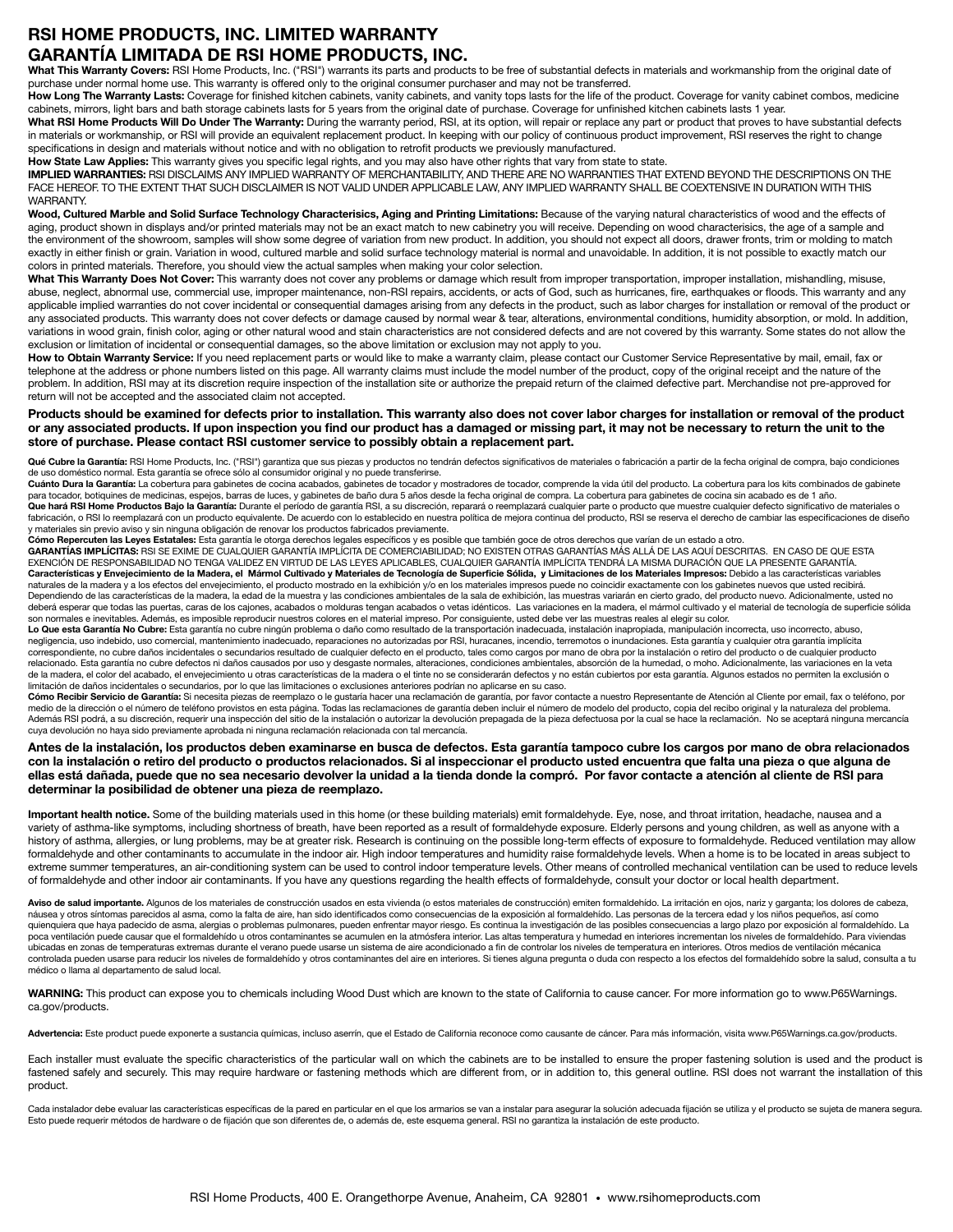# RSI HOME PRODUCTS, INC. LIMITED WARRANTY
# GARANTÍA LIMITADA DE RSI HOME PRODUCTS, INC.

**What This Warranty Covers:** RSI Home Products, Inc. ("RSI") warrants its parts and products to be free of substantial defects in materials and workmanship from the original date of purchase under normal home use. This warranty is offered only to the original consumer purchaser and may not be transferred.

**How Long The Warranty Lasts:** Coverage for finished kitchen cabinets, vanity cabinets, and vanity tops lasts for the life of the product. Coverage for vanity cabinet combos, medicine cabinets, mirrors, light bars and bath storage cabinets lasts for 5 years from the original date of purchase. Coverage for unfinished kitchen cabinets lasts 1 year.

**What RSI Home Products Will Do Under The Warranty:** During the warranty period, RSI, at its option, will repair or replace any part or product that proves to have substantial defects in materials or workmanship, or RSI will provide an equivalent replacement product. In keeping with our policy of continuous product improvement, RSI reserves the right to change specifications in design and materials without notice and with no obligation to retrofit products we previously manufactured.

**How State Law Applies:** This warranty gives you specific legal rights, and you may also have other rights that vary from state to state.

**IMPLIED WARRANTIES:** RSI DISCLAIMS ANY IMPLIED WARRANTY OF MERCHANTABILITY, AND THERE ARE NO WARRANTIES THAT EXTEND BEYOND THE DESCRIPTIONS ON THE FACE HEREOF. TO THE EXTENT THAT SUCH DISCLAIMER IS NOT VALID UNDER APPLICABLE LAW, ANY IMPLIED WARRANTY SHALL BE COEXTENSIVE IN DURATION WITH THIS WARRANTY.

**Wood, Cultured Marble and Solid Surface Technology Characterisics, Aging and Printing Limitations:** Because of the varying natural characteristics of wood and the effects of aging, product shown in displays and/or printed materials may not be an exact match to new cabinetry you will receive. Depending on wood characterisics, the age of a sample and the environment of the showroom, samples will show some degree of variation from new product. In addition, you should not expect all doors, drawer fronts, trim or molding to match exactly in either finish or grain. Variation in wood, cultured marble and solid surface technology material is normal and unavoidable. In addition, it is not possible to exactly match our colors in printed materials. Therefore, you should view the actual samples when making your color selection.

**What This Warranty Does Not Cover:** This warranty does not cover any problems or damage which result from improper transportation, improper installation, mishandling, misuse, abuse, neglect, abnormal use, commercial use, improper maintenance, non-RSI repairs, accidents, or acts of God, such as hurricanes, fire, earthquakes or floods. This warranty and any applicable implied warranties do not cover incidental or consequential damages arising from any defects in the product, such as labor charges for installation or removal of the product or any associated products. This warranty does not cover defects or damage caused by normal wear & tear, alterations, environmental conditions, humidity absorption, or mold. In addition, variations in wood grain, finish color, aging or other natural wood and stain characteristics are not considered defects and are not covered by this warranty. Some states do not allow the exclusion or limitation of incidental or consequential damages, so the above limitation or exclusion may not apply to you.

**How to Obtain Warranty Service:** If you need replacement parts or would like to make a warranty claim, please contact our Customer Service Representative by mail, email, fax or telephone at the address or phone numbers listed on this page. All warranty claims must include the model number of the product, copy of the original receipt and the nature of the problem. In addition, RSI may at its discretion require inspection of the installation site or authorize the prepaid return of the claimed defective part. Merchandise not pre-approved for return will not be accepted and the associated claim not accepted.

**Products should be examined for defects prior to installation. This warranty also does not cover labor charges for installation or removal of the product or any associated products. If upon inspection you find our product has a damaged or missing part, it may not be necessary to return the unit to the store of purchase. Please contact RSI customer service to possibly obtain a replacement part.**

**Qué Cubre la Garantía:** RSI Home Products, Inc. ("RSI") garantiza que sus piezas y productos no tendrán defectos significativos de materiales o fabricación a partir de la fecha original de compra, bajo condiciones de uso doméstico normal. Esta garantía se ofrece sólo al consumidor original y no puede transferirse.

**Cuánto Dura la Garantía:** La cobertura para gabinetes de cocina acabados, gabinetes de tocador y mostradores de tocador, comprende la vida útil del producto. La cobertura para los kits combinados de gabinete para tocador, botiquines de medicinas, espejos, barras de luces, y gabinetes de baño dura 5 años desde la fecha original de compra. La cobertura para gabinetes de cocina sin acabado es de 1 año.

**Que hará RSI Home Productos Bajo la Garantía:** Durante el período de garantía RSI, a su discreción, reparará o reemplazará cualquier parte o producto que muestre cualquier defecto significativo de materiales o fabricación, o RSI lo reemplazará con un producto equivalente. De acuerdo con lo establecido en nuestra política de mejora continua del producto, RSI se reserva el derecho de cambiar las especificaciones de diseño y materiales sin previo aviso y sin ninguna obligación de renovar los productos fabricados previamente.

**Cómo Repercuten las Leyes Estatales:** Esta garantía le otorga derechos legales específicos y es posible que también goce de otros derechos que varían de un estado a otro.

**GARANTÍAS IMPLÍCITAS:** RSI SE EXIME DE CUALQUIER GARANTÍA IMPLÍCITA DE COMERCIABILIDAD; NO EXISTEN OTRAS GARANTÍAS MÁS ALLÁ DE LAS AQUÍ DESCRITAS. EN CASO DE QUE ESTA EXENCIÓN DE RESPONSABILIDAD NO TENGA VALIDEZ EN VIRTUD DE LAS LEYES APLICABLES, CUALQUIER GARANTÍA IMPLÍCITA TENDRÁ LA MISMA DURACIÓN QUE LA PRESENTE GARANTÍA.

**Características y Envejecimiento de la Madera, el Mármol Cultivado y Materiales de Tecnología de Superficie Sólida, y Limitaciones de los Materiales Impresos:** Debido a las características variables naturales de la madera y a los efectos del envejecimiento, el producto mostrado en la exhibición y/o en los materiales impresos puede no coincidir exactamente con los gabinetes nuevos que usted recibirá. Dependiendo de las características de la madera, la edad de la muestra y las condiciones ambientales de la sala de exhibición, las muestras variarán en cierto grado, del producto nuevo. Adicionalmente, usted no deberá esperar que todas las puertas, caras de los cajones, acabados o molduras tengan acabados o vetas idénticos. Las variaciones en la madera, el mármol cultivado y el material de tecnología de superficie sólida son normales e inevitables. Además, es imposible reproducir nuestros colores en el material impreso. Por consiguiente, usted debe ver las muestras reales al elegir su color.

**Lo Que esta Garantía No Cubre:** Esta garantía no cubre ningún problema o daño como resultado de la transportación inadecuada, instalación inapropiada, manipulación incorrecta, uso incorrecto, abuso, negligencia, uso indebido, uso comercial, mantenimiento inadecuado, reparaciones no autorizadas por RSI, huracanes, incendio, terremotos o inundaciones. Esta garantía y cualquier otra garantía implícita correspondiente, no cubre daños incidentales o secundarios resultado de cualquier defecto en el producto, tales como cargos por mano de obra por la instalación o retiro del producto o de cualquier producto relacionado. Esta garantía no cubre defectos ni daños causados por uso y desgaste normales, alteraciones, condiciones ambientales, absorción de la humedad, o moho. Adicionalmente, las variaciones en la veta de la madera, el color del acabado, el envejecimiento u otras características de la madera o el tinte no se considerarán defectos y no están cubiertos por esta garantía. Algunos estados no permiten la exclusión o limitación de daños incidentales o secundarios, por lo que las limitaciones o exclusiones anteriores podrían no aplicarse en su caso.

**Cómo Recibir Servicio de Garantía:** Si necesita piezas de reemplazo o le gustaría hacer una reclamación de garantía, por favor contacte a nuestro Representante de Atención al Cliente por email, fax o teléfono, por medio de la dirección o el número de teléfono provistos en esta página. Todas las reclamaciones de garantía deben incluir el número de modelo del producto, copia del recibo original y la naturaleza del problema. Además RSI podrá, a su discreción, requerir una inspección del sitio de la instalación o autorizar la devolución prepagada de la pieza defectuosa por la cual se hace la reclamación. No se aceptará ninguna mercancía cuya devolución no haya sido previamente aprobada ni ninguna reclamación relacionada con tal mercancía.

**Antes de la instalación, los productos deben examinarse en busca de defectos. Esta garantía tampoco cubre los cargos por mano de obra relacionados con la instalación o retiro del producto o productos relacionados. Si al inspeccionar el producto usted encuentra que falta una pieza o que alguna de ellas está dañada, puede que no sea necesario devolver la unidad a la tienda donde la compró. Por favor contacte a atención al cliente de RSI para determinar la posibilidad de obtener una pieza de reemplazo.**

**Important health notice.** Some of the building materials used in this home (or these building materials) emit formaldehyde. Eye, nose, and throat irritation, headache, nausea and a variety of asthma-like symptoms, including shortness of breath, have been reported as a result of formaldehyde exposure. Elderly persons and young children, as well as anyone with a history of asthma, allergies, or lung problems, may be at greater risk. Research is continuing on the possible long-term effects of exposure to formaldehyde. Reduced ventilation may allow formaldehyde and other contaminants to accumulate in the indoor air. High indoor temperatures and humidity raise formaldehyde levels. When a home is to be located in areas subject to extreme summer temperatures, an air-conditioning system can be used to control indoor temperature levels. Other means of controlled mechanical ventilation can be used to reduce levels of formaldehyde and other indoor air contaminants. If you have any questions regarding the health effects of formaldehyde, consult your doctor or local health department.

**Aviso de salud importante.** Algunos de los materiales de construcción usados en esta vivienda (o estos materiales de construcción) emiten formaldehído. La irritación en ojos, nariz y garganta; los dolores de cabeza, náusea y otros síntomas parecidos al asma, como la falta de aire, han sido identificados como consecuencias de la exposición al formaldehído. Las personas de la tercera edad y los niños pequeños, así como quienquiera que haya padecido de asma, alergias o problemas pulmonares, pueden enfrentar mayor riesgo. Es continua la investigación de las posibles consecuencias a largo plazo por exposición al formaldehído. La poca ventilación puede causar que el formaldehído u otros contaminantes se acumulen en la atmósfera interior. Las altas temperatura y humedad en interiores incrementan los niveles de formaldehído. Para viviendas ubicadas en zonas de temperaturas extremas durante el verano puede usarse un sistema de aire acondicionado a fin de controlar los niveles de temperatura en interiores. Otros medios de ventilación mecánica controlada pueden usarse para reducir los niveles de formaldehído y otros contaminantes del aire en interiores. Si tienes alguna pregunta o duda con respecto a los efectos del formaldehído sobre la salud, consulta a tu médico o llama al departamento de salud local.

**WARNING:** This product can expose you to chemicals including Wood Dust which are known to the state of California to cause cancer. For more information go to www.P65Warnings.ca.gov/products.

**Advertencia:** Este product puede exponerte a sustancia químicas, incluso aserrín, que el Estado de California reconoce como causante de cáncer. Para más información, visita www.P65Warnings.ca.gov/products.

Each installer must evaluate the specific characteristics of the particular wall on which the cabinets are to be installed to ensure the proper fastening solution is used and the product is fastened safely and securely. This may require hardware or fastening methods which are different from, or in addition to, this general outline. RSI does not warrant the installation of this product.

Cada instalador debe evaluar las características específicas de la pared en particular en el que los armarios se van a instalar para asegurar la solución adecuada fijación se utiliza y el producto se sujeta de manera segura. Esto puede requerir métodos de hardware o de fijación que son diferentes de, o además de, este esquema general. RSI no garantiza la instalación de este producto.

RSI Home Products, 400 E. Orangethorpe Avenue, Anaheim, CA 92801 • www.rsihomeproducts.com